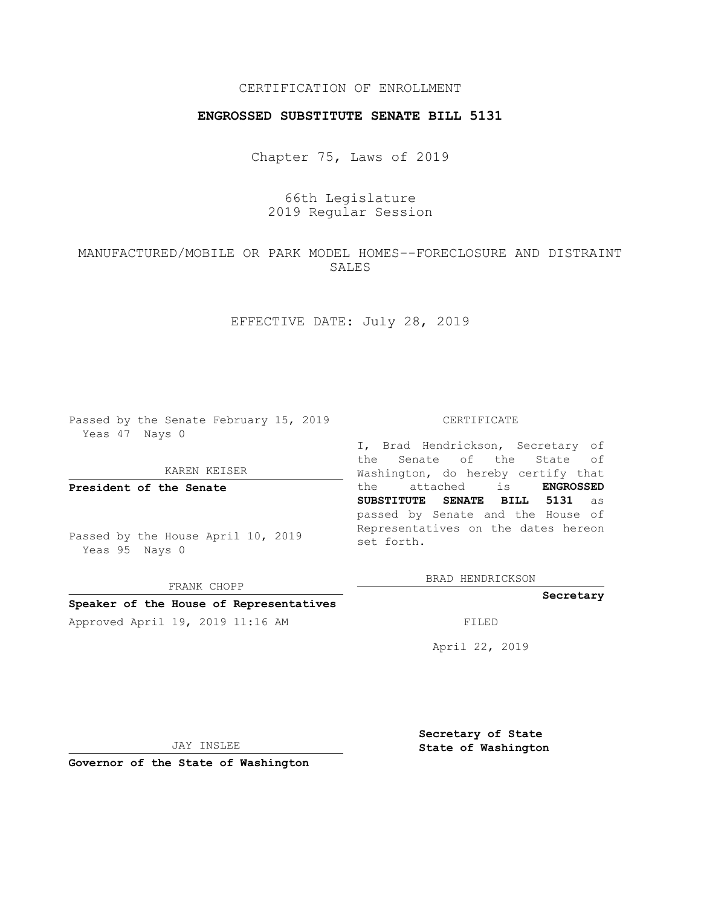CERTIFICATION OF ENROLLMENT

**ENGROSSED SUBSTITUTE SENATE BILL 5131**

Chapter 75, Laws of 2019

66th Legislature
2019 Regular Session

MANUFACTURED/MOBILE OR PARK MODEL HOMES--FORECLOSURE AND DISTRAINT SALES

EFFECTIVE DATE: July 28, 2019

Passed by the Senate February 15, 2019
Yeas 47 Nays 0

KAREN KEISER

**President of the Senate**

Passed by the House April 10, 2019
Yeas 95 Nays 0

FRANK CHOPP

**Speaker of the House of Representatives**

Approved April 19, 2019 11:16 AM

JAY INSLEE

**Governor of the State of Washington**

CERTIFICATE

I, Brad Hendrickson, Secretary of the Senate of the State of Washington, do hereby certify that the attached is **ENGROSSED SUBSTITUTE SENATE BILL 5131** as passed by Senate and the House of Representatives on the dates hereon set forth.

BRAD HENDRICKSON

**Secretary**

FILED

April 22, 2019

**Secretary of State**
**State of Washington**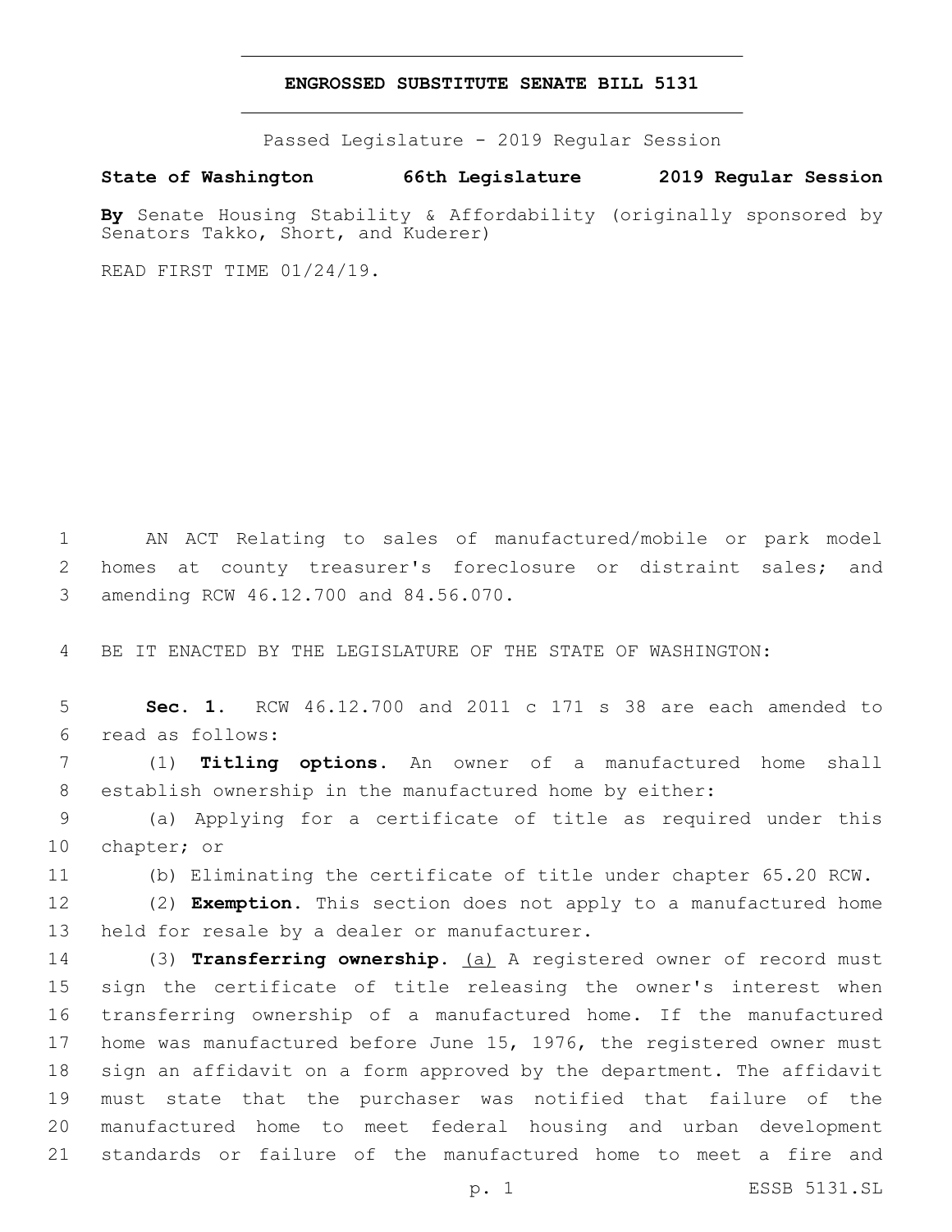**ENGROSSED SUBSTITUTE SENATE BILL 5131**

Passed Legislature - 2019 Regular Session

**State of Washington 66th Legislature 2019 Regular Session**

**By** Senate Housing Stability & Affordability (originally sponsored by Senators Takko, Short, and Kuderer)

READ FIRST TIME 01/24/19.

1 AN ACT Relating to sales of manufactured/mobile or park model
2 homes at county treasurer's foreclosure or distraint sales; and
3 amending RCW 46.12.700 and 84.56.070.

4 BE IT ENACTED BY THE LEGISLATURE OF THE STATE OF WASHINGTON:

5 **Sec. 1.** RCW 46.12.700 and 2011 c 171 s 38 are each amended to
6 read as follows:

7 (1) **Titling options.** An owner of a manufactured home shall
8 establish ownership in the manufactured home by either:

9 (a) Applying for a certificate of title as required under this
10 chapter; or

11 (b) Eliminating the certificate of title under chapter 65.20 RCW.

12 (2) **Exemption.** This section does not apply to a manufactured home
13 held for resale by a dealer or manufacturer.

14 (3) **Transferring ownership.** <u>(a)</u> A registered owner of record must
15 sign the certificate of title releasing the owner's interest when
16 transferring ownership of a manufactured home. If the manufactured
17 home was manufactured before June 15, 1976, the registered owner must
18 sign an affidavit on a form approved by the department. The affidavit
19 must state that the purchaser was notified that failure of the
20 manufactured home to meet federal housing and urban development
21 standards or failure of the manufactured home to meet a fire and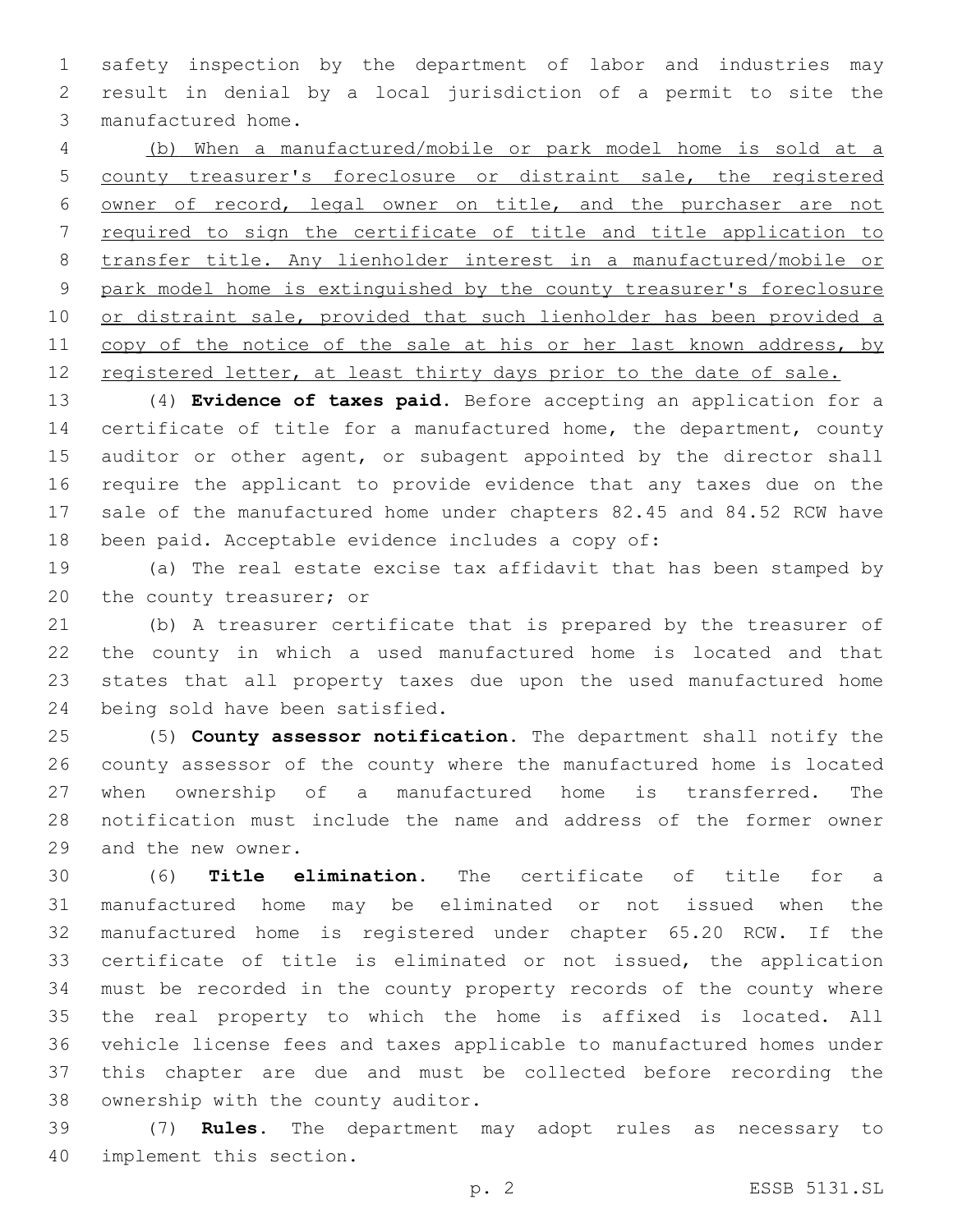safety inspection by the department of labor and industries may result in denial by a local jurisdiction of a permit to site the manufactured home.

<u>(b) When a manufactured/mobile or park model home is sold at a county treasurer's foreclosure or distraint sale, the registered owner of record, legal owner on title, and the purchaser are not required to sign the certificate of title and title application to transfer title. Any lienholder interest in a manufactured/mobile or park model home is extinguished by the county treasurer's foreclosure or distraint sale, provided that such lienholder has been provided a copy of the notice of the sale at his or her last known address, by registered letter, at least thirty days prior to the date of sale.</u>

(4) **Evidence of taxes paid.** Before accepting an application for a certificate of title for a manufactured home, the department, county auditor or other agent, or subagent appointed by the director shall require the applicant to provide evidence that any taxes due on the sale of the manufactured home under chapters 82.45 and 84.52 RCW have been paid. Acceptable evidence includes a copy of:

(a) The real estate excise tax affidavit that has been stamped by the county treasurer; or

(b) A treasurer certificate that is prepared by the treasurer of the county in which a used manufactured home is located and that states that all property taxes due upon the used manufactured home being sold have been satisfied.

(5) **County assessor notification.** The department shall notify the county assessor of the county where the manufactured home is located when ownership of a manufactured home is transferred. The notification must include the name and address of the former owner and the new owner.

(6) **Title elimination.** The certificate of title for a manufactured home may be eliminated or not issued when the manufactured home is registered under chapter 65.20 RCW. If the certificate of title is eliminated or not issued, the application must be recorded in the county property records of the county where the real property to which the home is affixed is located. All vehicle license fees and taxes applicable to manufactured homes under this chapter are due and must be collected before recording the ownership with the county auditor.

(7) **Rules.** The department may adopt rules as necessary to implement this section.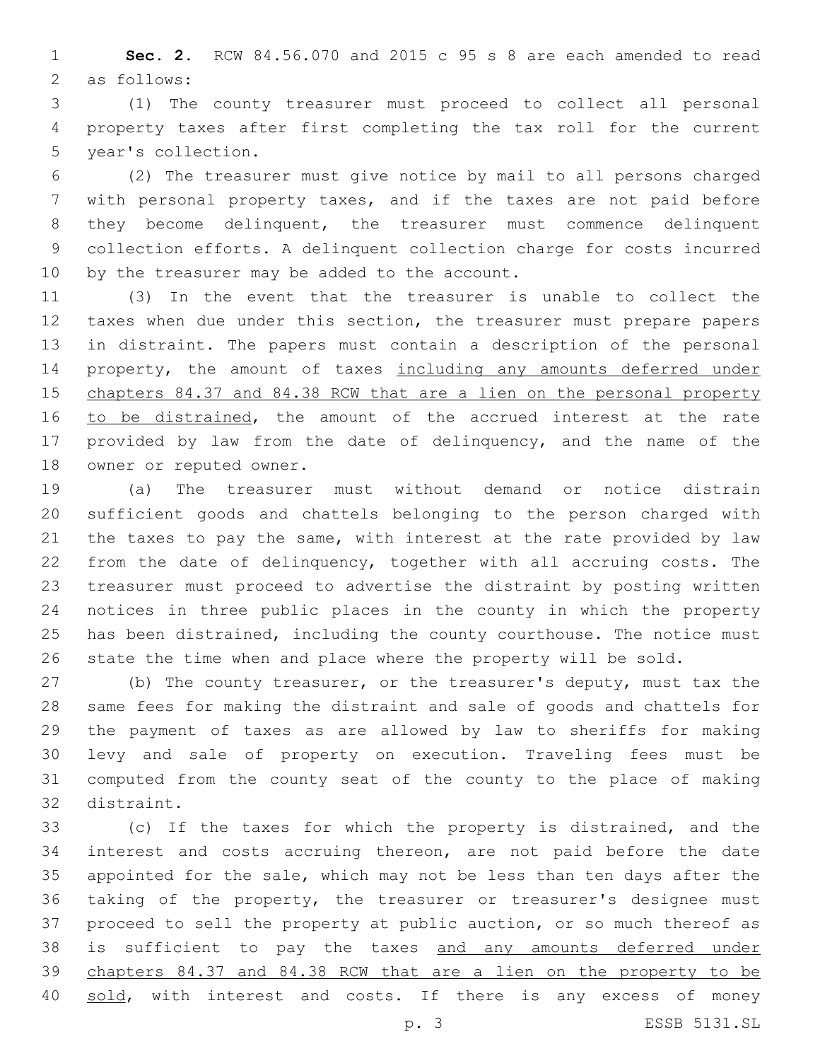**Sec. 2.** RCW 84.56.070 and 2015 c 95 s 8 are each amended to read as follows:

(1) The county treasurer must proceed to collect all personal property taxes after first completing the tax roll for the current year's collection.

(2) The treasurer must give notice by mail to all persons charged with personal property taxes, and if the taxes are not paid before they become delinquent, the treasurer must commence delinquent collection efforts. A delinquent collection charge for costs incurred by the treasurer may be added to the account.

(3) In the event that the treasurer is unable to collect the taxes when due under this section, the treasurer must prepare papers in distraint. The papers must contain a description of the personal property, the amount of taxes including any amounts deferred under chapters 84.37 and 84.38 RCW that are a lien on the personal property to be distrained, the amount of the accrued interest at the rate provided by law from the date of delinquency, and the name of the owner or reputed owner.

(a) The treasurer must without demand or notice distrain sufficient goods and chattels belonging to the person charged with the taxes to pay the same, with interest at the rate provided by law from the date of delinquency, together with all accruing costs. The treasurer must proceed to advertise the distraint by posting written notices in three public places in the county in which the property has been distrained, including the county courthouse. The notice must state the time when and place where the property will be sold.

(b) The county treasurer, or the treasurer's deputy, must tax the same fees for making the distraint and sale of goods and chattels for the payment of taxes as are allowed by law to sheriffs for making levy and sale of property on execution. Traveling fees must be computed from the county seat of the county to the place of making distraint.

(c) If the taxes for which the property is distrained, and the interest and costs accruing thereon, are not paid before the date appointed for the sale, which may not be less than ten days after the taking of the property, the treasurer or treasurer's designee must proceed to sell the property at public auction, or so much thereof as is sufficient to pay the taxes and any amounts deferred under chapters 84.37 and 84.38 RCW that are a lien on the property to be sold, with interest and costs. If there is any excess of money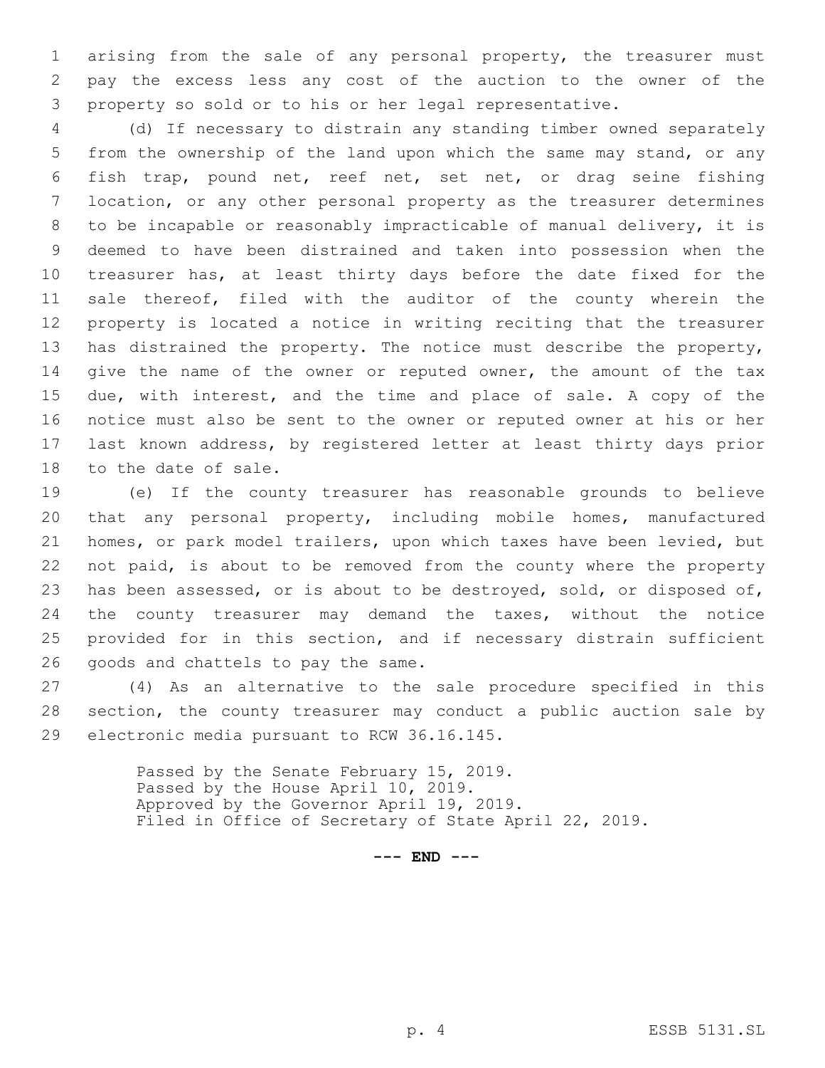arising from the sale of any personal property, the treasurer must pay the excess less any cost of the auction to the owner of the property so sold or to his or her legal representative.

(d) If necessary to distrain any standing timber owned separately from the ownership of the land upon which the same may stand, or any fish trap, pound net, reef net, set net, or drag seine fishing location, or any other personal property as the treasurer determines to be incapable or reasonably impracticable of manual delivery, it is deemed to have been distrained and taken into possession when the treasurer has, at least thirty days before the date fixed for the sale thereof, filed with the auditor of the county wherein the property is located a notice in writing reciting that the treasurer has distrained the property. The notice must describe the property, give the name of the owner or reputed owner, the amount of the tax due, with interest, and the time and place of sale. A copy of the notice must also be sent to the owner or reputed owner at his or her last known address, by registered letter at least thirty days prior to the date of sale.

(e) If the county treasurer has reasonable grounds to believe that any personal property, including mobile homes, manufactured homes, or park model trailers, upon which taxes have been levied, but not paid, is about to be removed from the county where the property has been assessed, or is about to be destroyed, sold, or disposed of, the county treasurer may demand the taxes, without the notice provided for in this section, and if necessary distrain sufficient goods and chattels to pay the same.

(4) As an alternative to the sale procedure specified in this section, the county treasurer may conduct a public auction sale by electronic media pursuant to RCW 36.16.145.

Passed by the Senate February 15, 2019.
Passed by the House April 10, 2019.
Approved by the Governor April 19, 2019.
Filed in Office of Secretary of State April 22, 2019.

**--- END ---**